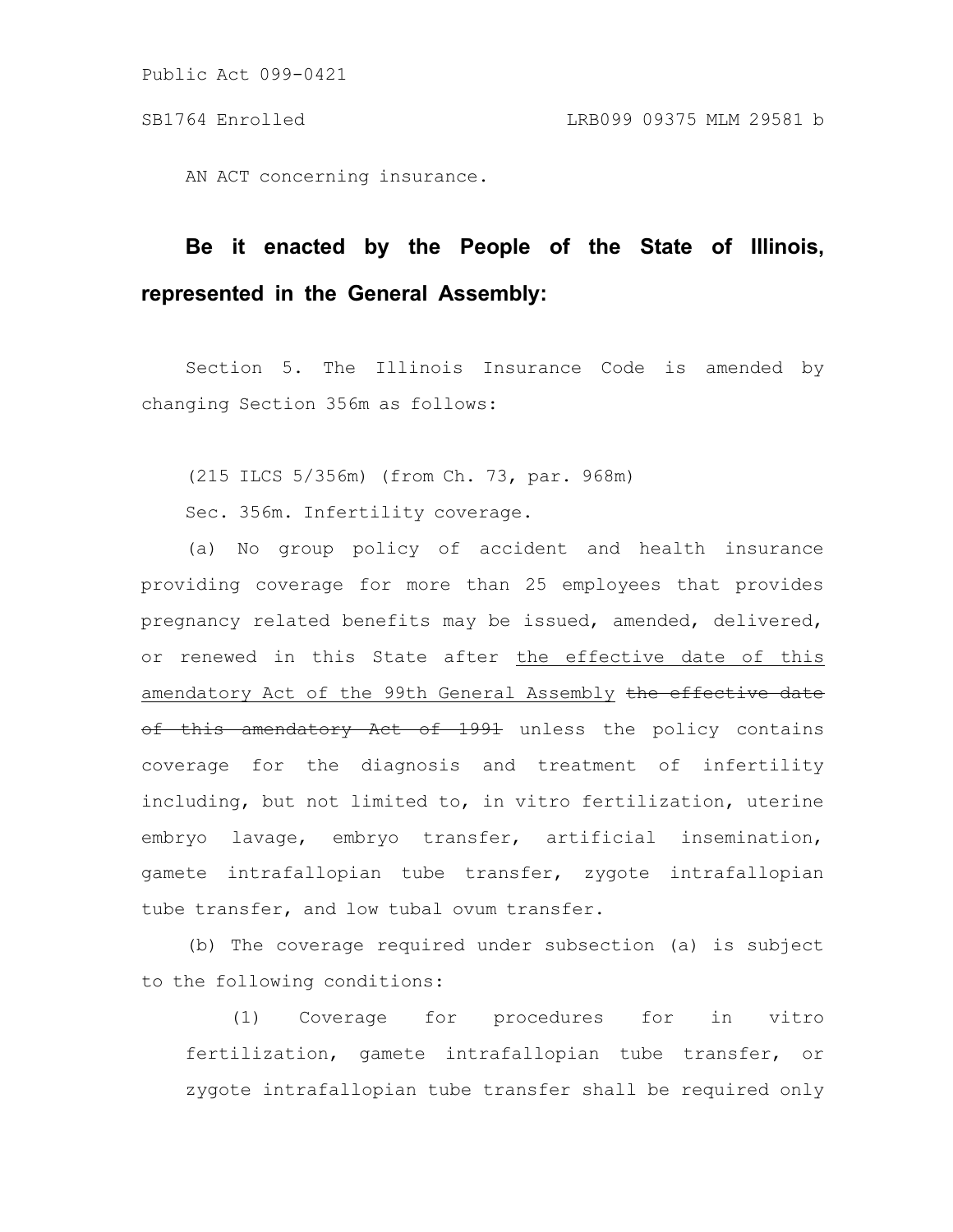Public Act 099-0421

SB1764 Enrolled LRB099 09375 MLM 29581 b

AN ACT concerning insurance.

**Be it enacted by the People of the State of Illinois, represented in the General Assembly:**

Section 5. The Illinois Insurance Code is amended by changing Section 356m as follows:

(215 ILCS 5/356m) (from Ch. 73, par. 968m)

Sec. 356m. Infertility coverage.

(a) No group policy of accident and health insurance providing coverage for more than 25 employees that provides pregnancy related benefits may be issued, amended, delivered, or renewed in this State after <u>the effective date of this amendatory Act of the 99th General Assembly</u> ~~the effective date of this amendatory Act of 1991~~ unless the policy contains coverage for the diagnosis and treatment of infertility including, but not limited to, in vitro fertilization, uterine embryo lavage, embryo transfer, artificial insemination, gamete intrafallopian tube transfer, zygote intrafallopian tube transfer, and low tubal ovum transfer.

(b) The coverage required under subsection (a) is subject to the following conditions:

(1) Coverage for procedures for in vitro fertilization, gamete intrafallopian tube transfer, or zygote intrafallopian tube transfer shall be required only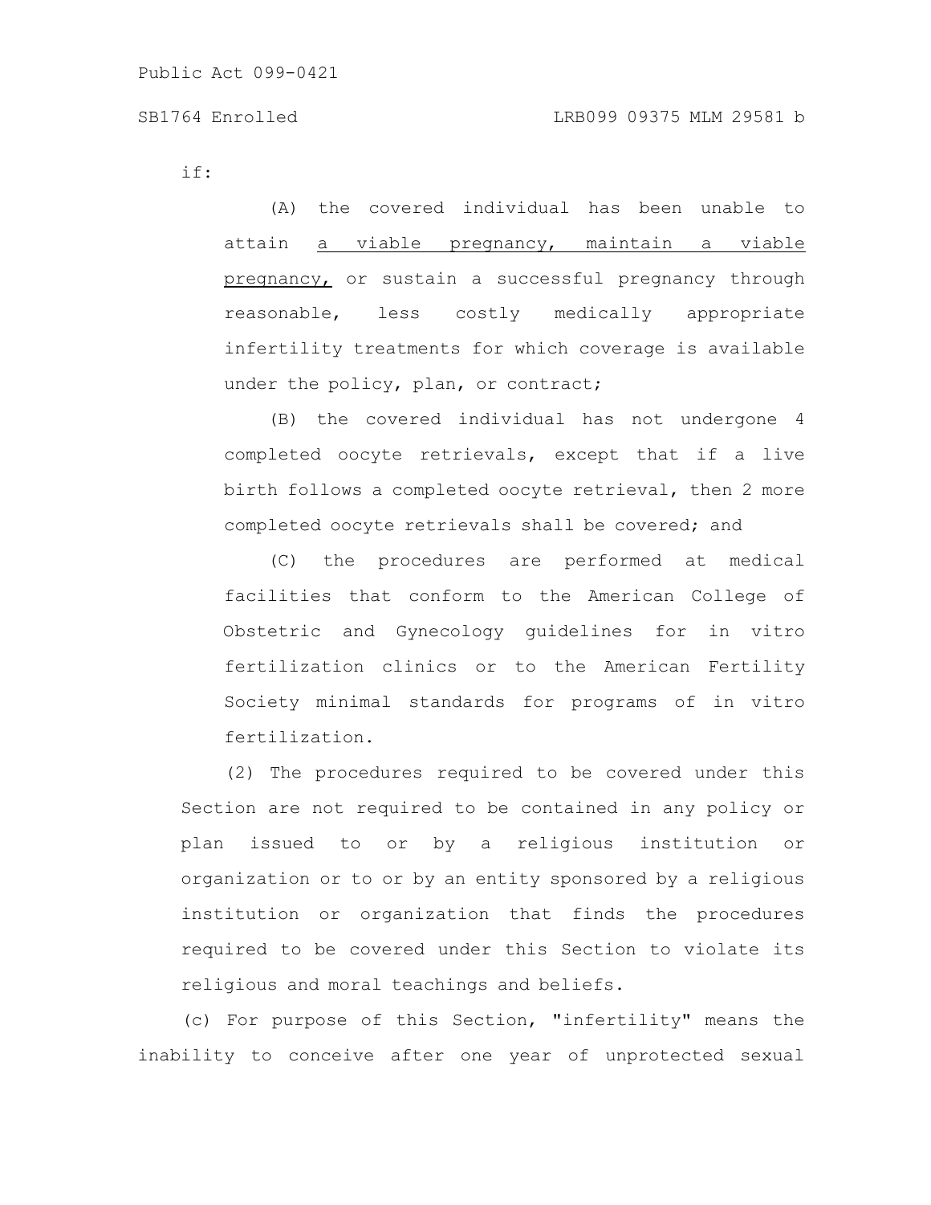if:

(A) the covered individual has been unable to attain <u>a viable pregnancy, maintain a viable pregnancy,</u> or sustain a successful pregnancy through reasonable, less costly medically appropriate infertility treatments for which coverage is available under the policy, plan, or contract;

(B) the covered individual has not undergone 4 completed oocyte retrievals, except that if a live birth follows a completed oocyte retrieval, then 2 more completed oocyte retrievals shall be covered; and

(C) the procedures are performed at medical facilities that conform to the American College of Obstetric and Gynecology guidelines for in vitro fertilization clinics or to the American Fertility Society minimal standards for programs of in vitro fertilization.

(2) The procedures required to be covered under this Section are not required to be contained in any policy or plan issued to or by a religious institution or organization or to or by an entity sponsored by a religious institution or organization that finds the procedures required to be covered under this Section to violate its religious and moral teachings and beliefs.

(c) For purpose of this Section, "infertility" means the inability to conceive after one year of unprotected sexual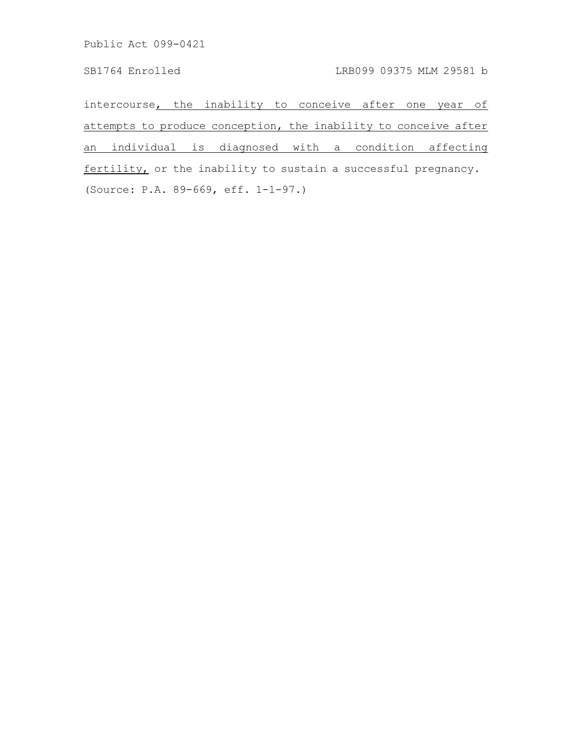intercourse, the inability to conceive after one year of attempts to produce conception, the inability to conceive after an individual is diagnosed with a condition affecting fertility, or the inability to sustain a successful pregnancy.

(Source: P.A. 89-669, eff. 1-1-97.)